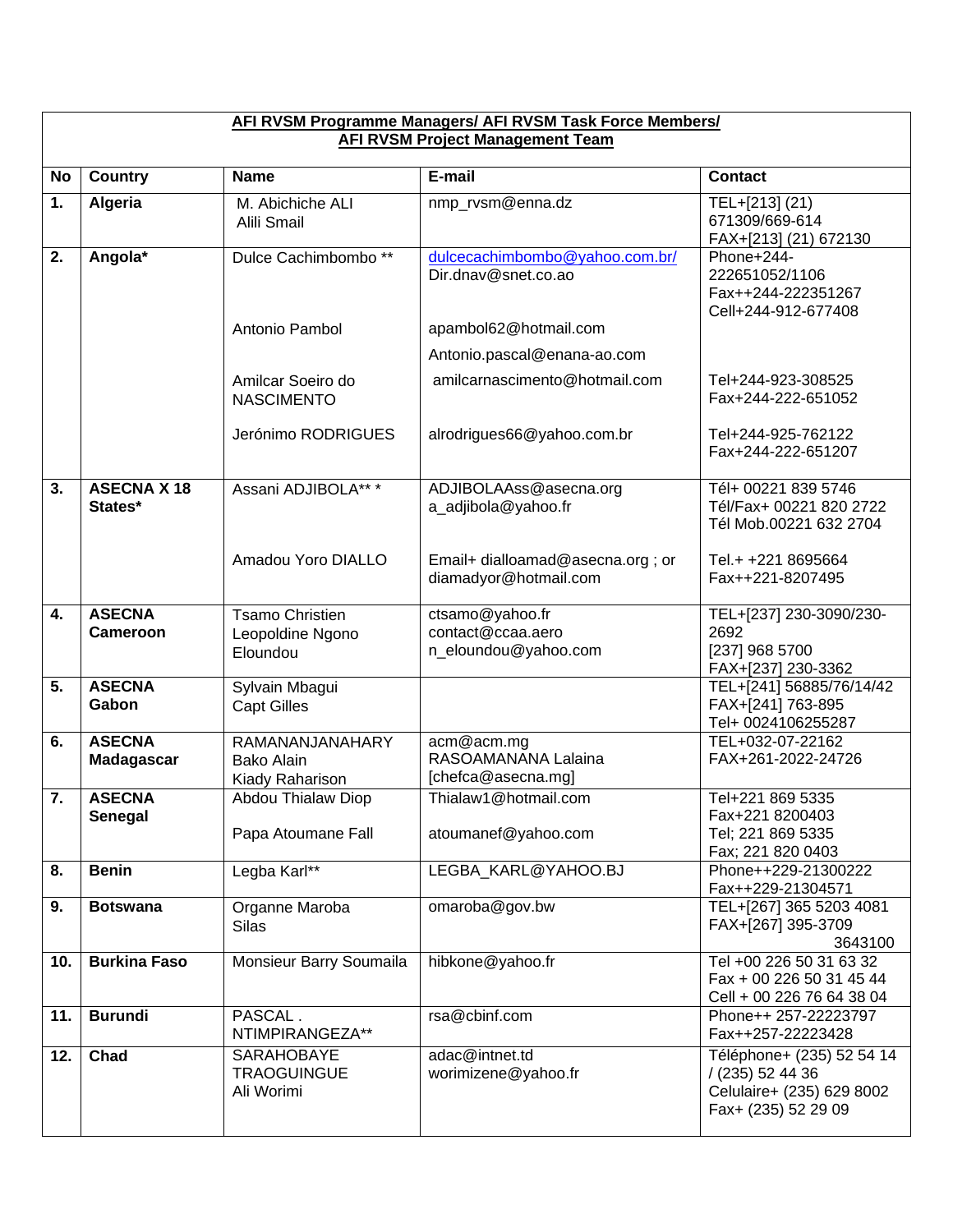**AFI RVSM Programme Managers/ AFI RVSM Task Force Members/ AFI RVSM Project Management Team**

| No | Country | Name | E-mail | Contact |
|---|---|---|---|---|
| 1. | **Algeria** | M. Abichiche ALI<br>Alili Smail | nmp_rvsm@enna.dz | TEL+[213] (21) 671309/669-614<br>FAX+[213] (21) 672130 |
| 2. | **Angola*** | Dulce Cachimbombo ** | dulcecachimbombo@yahoo.com.br/<br>Dir.dnav@snet.co.ao | Phone+244-222651052/1106<br>Fax++244-222351267<br>Cell+244-912-677408 |
| | | Antonio Pambol | apambol62@hotmail.com<br>Antonio.pascal@enana-ao.com | |
| | | Amilcar Soeiro do NASCIMENTO | amilcarnascimento@hotmail.com | Tel+244-923-308525<br>Fax+244-222-651052 |
| | | Jerónimo RODRIGUES | alrodrigues66@yahoo.com.br | Tel+244-925-762122<br>Fax+244-222-651207 |
| 3. | **ASECNA X 18 States*** | Assani ADJIBOLA** * | ADJIBOLAAss@asecna.org<br>a_adjibola@yahoo.fr | Tél+ 00221 839 5746<br>Tél/Fax+ 00221 820 2722<br>Tél Mob.00221 632 2704 |
| | | Amadou Yoro DIALLO | Email+ dialloamad@asecna.org ; or diamadyor@hotmail.com | Tel.+ +221 8695664<br>Fax++221-8207495 |
| 4. | **ASECNA Cameroon** | Tsamo Christien<br>Leopoldine Ngono Eloundou | ctsamo@yahoo.fr<br>contact@ccaa.aero<br>n_eloundou@yahoo.com | TEL+[237] 230-3090/230-2692<br>[237] 968 5700<br>FAX+[237] 230-3362 |
| 5. | **ASECNA Gabon** | Sylvain Mbagui<br>Capt Gilles | | TEL+[241] 56885/76/14/42<br>FAX+[241] 763-895<br>Tel+ 0024106255287 |
| 6. | **ASECNA Madagascar** | RAMANANJANAHARY Bako Alain<br>Kiady Raharison | acm@acm.mg<br>RASOAMANANA Lalaina<br>[chefca@asecna.mg] | TEL+032-07-22162<br>FAX+261-2022-24726 |
| 7. | **ASECNA Senegal** | Abdou Thialaw Diop<br>Papa Atoumane Fall | Thialaw1@hotmail.com<br>atoumanef@yahoo.com | Tel+221 869 5335<br>Fax+221 8200403<br>Tel; 221 869 5335<br>Fax; 221 820 0403 |
| 8. | **Benin** | Legba Karl** | LEGBA_KARL@YAHOO.BJ | Phone++229-21300222<br>Fax++229-21304571 |
| 9. | **Botswana** | Organne Maroba Silas | omaroba@gov.bw | TEL+[267] 365 5203 4081<br>FAX+[267] 395-3709 3643100 |
| 10. | **Burkina Faso** | Monsieur Barry Soumaila | hibkone@yahoo.fr | Tel +00 226 50 31 63 32<br>Fax + 00 226 50 31 45 44<br>Cell + 00 226 76 64 38 04 |
| 11. | **Burundi** | PASCAL . NTIMPIRANGEZA** | rsa@cbinf.com | Phone++ 257-22223797<br>Fax++257-22223428 |
| 12. | **Chad** | SARAHOBAYE TRAOGUINGUE<br>Ali Worimi | adac@intnet.td<br>worimizene@yahoo.fr | Téléphone+ (235) 52 54 14 / (235) 52 44 36<br>Celulaire+ (235) 629 8002<br>Fax+ (235) 52 29 09 |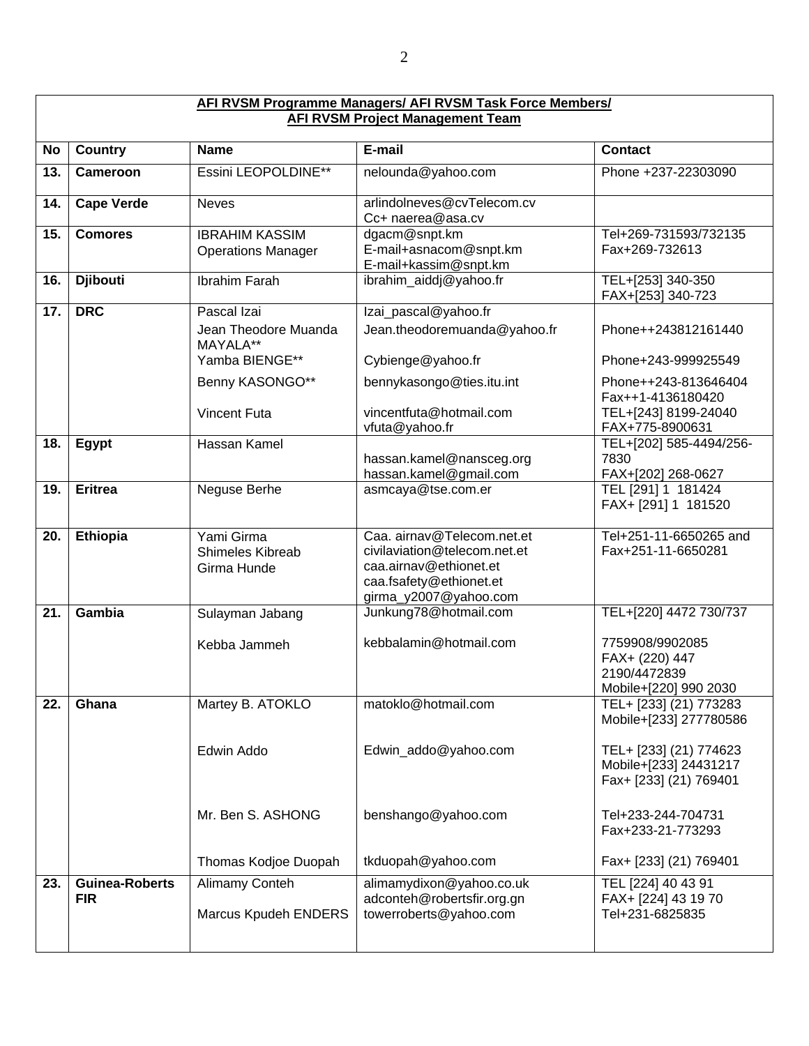**AFI RVSM Programme Managers/ AFI RVSM Task Force Members/ AFI RVSM Project Management Team**

| No | Country | Name | E-mail | Contact |
|---|---|---|---|---|
| 13. | **Cameroon** | Essini LEOPOLDINE** | nelounda@yahoo.com | Phone +237-22303090 |
| 14. | **Cape Verde** | Neves | arlindolneves@cvTelecom.cv<br>Cc+ naerea@asa.cv | |
| 15. | **Comores** | IBRAHIM KASSIM<br>Operations Manager | dgacm@snpt.km<br>E-mail+asnacom@snpt.km<br>E-mail+kassim@snpt.km | Tel+269-731593/732135<br>Fax+269-732613 |
| 16. | **Djibouti** | Ibrahim Farah | ibrahim_aiddj@yahoo.fr | TEL+[253] 340-350<br>FAX+[253] 340-723 |
| 17. | **DRC** | Pascal Izai<br>Jean Theodore Muanda MAYALA**<br>Yamba BIENGE**<br>Benny KASONGO**<br><br>Vincent Futa | Izai_pascal@yahoo.fr<br>Jean.theodoremuanda@yahoo.fr<br><br>Cybienge@yahoo.fr<br>bennykasongo@ties.itu.int<br><br>vincentfuta@hotmail.com<br>vfuta@yahoo.fr | <br>Phone++243812161440<br><br>Phone+243-999925549<br>Phone++243-813646404<br>Fax++1-4136180420<br>TEL+[243] 8199-24040<br>FAX+775-8900631 |
| 18. | **Egypt** | Hassan Kamel | hassan.kamel@nansceg.org<br>hassan.kamel@gmail.com | TEL+[202] 585-4494/256-7830<br>FAX+[202] 268-0627 |
| 19. | **Eritrea** | Neguse Berhe | asmcaya@tse.com.er | TEL [291] 1 181424<br>FAX+ [291] 1 181520 |
| 20. | **Ethiopia** | Yami Girma<br>Shimeles Kibreab<br>Girma Hunde | Caa. airnav@Telecom.net.et<br>civilaviation@telecom.net.et<br>caa.airnav@ethionet.et<br>caa.fsafety@ethionet.et<br>girma_y2007@yahoo.com | Tel+251-11-6650265 and<br>Fax+251-11-6650281 |
| 21. | **Gambia** | Sulayman Jabang<br><br>Kebba Jammeh | Junkung78@hotmail.com<br><br>kebbalamin@hotmail.com | TEL+[220] 4472 730/737<br><br>7759908/9902085<br>FAX+ (220) 447 2190/4472839<br>Mobile+[220] 990 2030 |
| 22. | **Ghana** | Martey B. ATOKLO<br><br>Edwin Addo<br><br>Mr. Ben S. ASHONG<br><br>Thomas Kodjoe Duopah | matoklo@hotmail.com<br><br>Edwin_addo@yahoo.com<br><br>benshango@yahoo.com<br><br>tkduopah@yahoo.com | TEL+ [233] (21) 773283<br>Mobile+[233] 277780586<br><br>TEL+ [233] (21) 774623<br>Mobile+[233] 24431217<br>Fax+ [233] (21) 769401<br><br>Tel+233-244-704731<br>Fax+233-21-773293<br><br>Fax+ [233] (21) 769401 |
| 23. | **Guinea-Roberts FIR** | Alimamy Conteh<br><br>Marcus Kpudeh ENDERS | alimamydixon@yahoo.co.uk<br>adconteh@robertsfir.org.gn<br>towerroberts@yahoo.com | TEL [224] 40 43 91<br>FAX+ [224] 43 19 70<br>Tel+231-6825835 |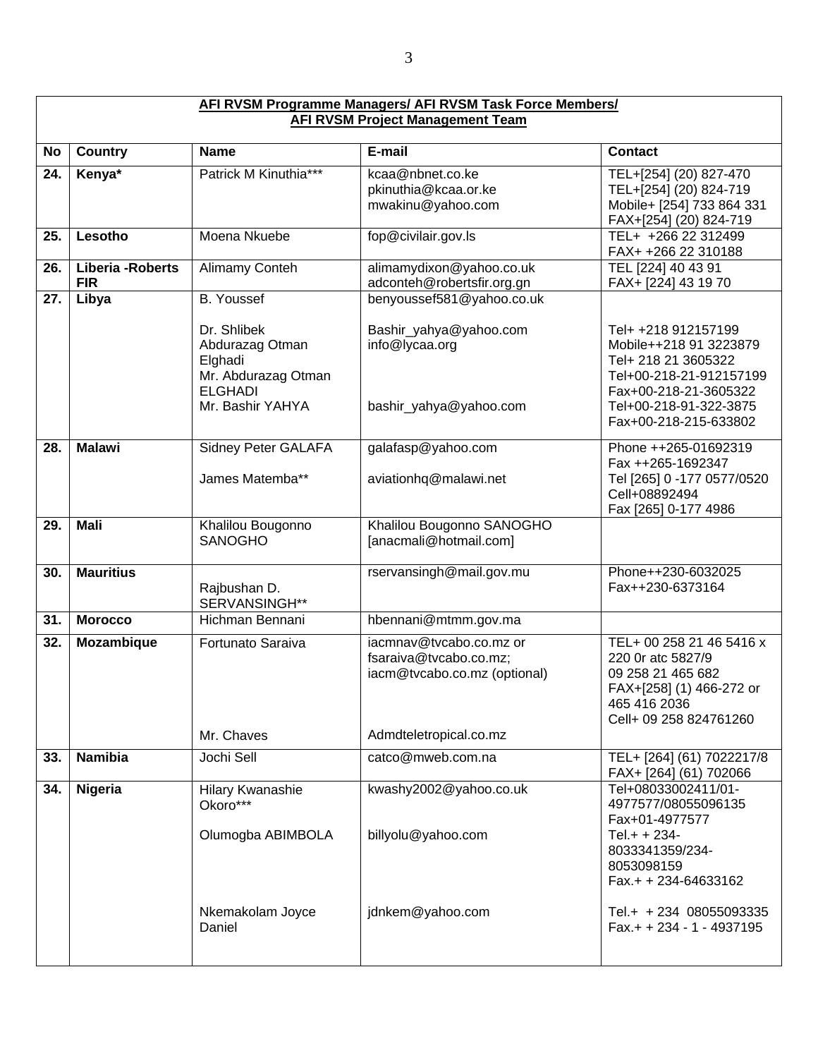| AFI RVSM Programme Managers/ AFI RVSM Task Force Members/ AFI RVSM Project Management Team | | | | |
|---|---|---|---|---|
| **No** | **Country** | **Name** | **E-mail** | **Contact** |
| **24.** | **Kenya*** | Patrick M Kinuthia*** | kcaa@nbnet.co.ke<br>pkinuthia@kcaa.or.ke<br>mwakinu@yahoo.com | TEL+[254] (20) 827-470<br>TEL+[254] (20) 824-719<br>Mobile+ [254] 733 864 331<br>FAX+[254] (20) 824-719 |
| **25.** | **Lesotho** | Moena Nkuebe | fop@civilair.gov.ls | TEL+ +266 22 312499<br>FAX+ +266 22 310188 |
| **26.** | **Liberia -Roberts FIR** | Alimamy Conteh | alimamydixon@yahoo.co.uk<br>adconteh@robertsfir.org.gn | TEL [224] 40 43 91<br>FAX+ [224] 43 19 70 |
| **27.** | **Libya** | B. Youssef<br><br>Dr. Shlibek<br>Abdurazag Otman Elghadi<br>Mr. Abdurazag Otman ELGHADI<br>Mr. Bashir YAHYA | benyoussef581@yahoo.co.uk<br><br>Bashir_yahya@yahoo.com<br>info@lycaa.org<br><br><br>bashir_yahya@yahoo.com | <br><br>Tel+ +218 912157199<br>Mobile++218 91 3223879<br>Tel+ 218 21 3605322<br>Tel+00-218-21-912157199<br>Fax+00-218-21-3605322<br>Tel+00-218-91-322-3875<br>Fax+00-218-215-633802 |
| **28.** | **Malawi** | Sidney Peter GALAFA<br><br>James Matemba** | galafasp@yahoo.com<br><br>aviationhq@malawi.net | Phone ++265-01692319<br>Fax ++265-1692347<br>Tel [265] 0 -177 0577/0520<br>Cell+08892494<br>Fax [265] 0-177 4986 |
| **29.** | **Mali** | Khalilou Bougonno SANOGHO | Khalilou Bougonno SANOGHO<br>[anacmali@hotmail.com] | |
| **30.** | **Mauritius** | Rajbushan D. SERVANSINGH** | rservansingh@mail.gov.mu | Phone++230-6032025<br>Fax++230-6373164 |
| **31.** | **Morocco** | Hichman Bennani | hbennani@mtmm.gov.ma | |
| **32.** | **Mozambique** | Fortunato Saraiva<br><br><br><br><br>Mr. Chaves | iacmnav@tvcabo.co.mz or<br>fsaraiva@tvcabo.co.mz;<br>iacm@tvcabo.co.mz (optional)<br><br><br>Admdteletropical.co.mz | TEL+ 00 258 21 46 5416 x 220 0r atc 5827/9<br>09 258 21 465 682<br>FAX+[258] (1) 466-272 or 465 416 2036<br>Cell+ 09 258 824761260 |
| **33.** | **Namibia** | Jochi Sell | catco@mweb.com.na | TEL+ [264] (61) 7022217/8<br>FAX+ [264] (61) 702066 |
| **34.** | **Nigeria** | Hilary Kwanashie Okoro***<br><br>Olumogba ABIMBOLA<br><br><br><br>Nkemakolam Joyce Daniel | kwashy2002@yahoo.co.uk<br><br><br>billyolu@yahoo.com<br><br><br><br>jdnkem@yahoo.com | Tel+08033002411/01-4977577/08055096135<br>Fax+01-4977577<br>Tel.+ + 234-8033341359/234-8053098159<br>Fax.+ + 234-64633162<br><br>Tel.+ + 234 08055093335<br>Fax.+ + 234 - 1 - 4937195 |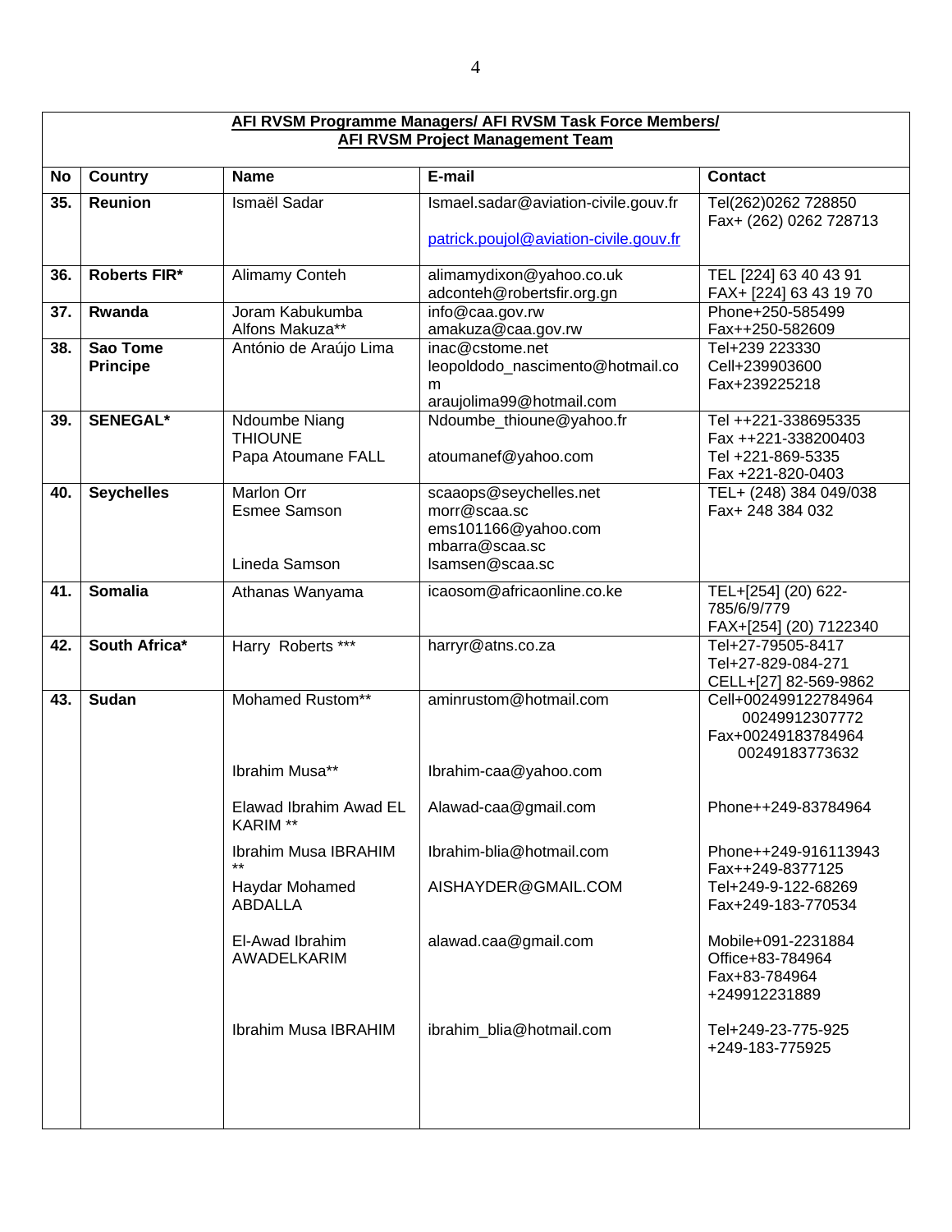**AFI RVSM Programme Managers/ AFI RVSM Task Force Members/ AFI RVSM Project Management Team**

| No | Country | Name | E-mail | Contact |
|---|---|---|---|---|
| 35. | **Reunion** | Ismaël Sadar | Ismael.sadar@aviation-civile.gouv.fr<br><br>patrick.poujol@aviation-civile.gouv.fr | Tel(262)0262 728850<br>Fax+ (262) 0262 728713 |
| 36. | **Roberts FIR*** | Alimamy Conteh | alimamydixon@yahoo.co.uk<br>adconteh@robertsfir.org.gn | TEL [224] 63 40 43 91<br>FAX+ [224] 63 43 19 70 |
| 37. | **Rwanda** | Joram Kabukumba<br>Alfons Makuza** | info@caa.gov.rw<br>amakuza@caa.gov.rw | Phone+250-585499<br>Fax++250-582609 |
| 38. | **Sao Tome Principe** | António de Araújo Lima | inac@cstome.net<br>leopoldodo_nascimento@hotmail.com<br>araujolima99@hotmail.com | Tel+239 223330<br>Cell+239903600<br>Fax+239225218 |
| 39. | **SENEGAL*** | Ndoumbe Niang THIOUNE<br>Papa Atoumane FALL | Ndoumbe_thioune@yahoo.fr<br><br>atoumanef@yahoo.com | Tel ++221-338695335<br>Fax ++221-338200403<br>Tel +221-869-5335<br>Fax +221-820-0403 |
| 40. | **Seychelles** | Marlon Orr<br>Esmee Samson<br><br><br>Lineda Samson | scaaops@seychelles.net<br>morr@scaa.sc<br>ems101166@yahoo.com<br>mbarra@scaa.sc<br>lsamsen@scaa.sc | TEL+ (248) 384 049/038<br>Fax+ 248 384 032 |
| 41. | **Somalia** | Athanas Wanyama | icaosom@africaonline.co.ke | TEL+[254] (20) 622-785/6/9/779<br>FAX+[254] (20) 7122340 |
| 42. | **South Africa*** | Harry Roberts *** | harryr@atns.co.za | Tel+27-79505-8417<br>Tel+27-829-084-271<br>CELL+[27] 82-569-9862 |
| 43. | **Sudan** | Mohamed Rustom** | aminrustom@hotmail.com | Cell+002499122784964<br>00249912307772<br>Fax+00249183784964<br>00249183773632 |
| | | Ibrahim Musa** | Ibrahim-caa@yahoo.com | |
| | | Elawad Ibrahim Awad EL KARIM ** | Alawad-caa@gmail.com | Phone++249-83784964 |
| | | Ibrahim Musa IBRAHIM ** | Ibrahim-blia@hotmail.com | Phone++249-916113943<br>Fax++249-8377125 |
| | | Haydar Mohamed ABDALLA | AISHAYDER@GMAIL.COM | Tel+249-9-122-68269<br>Fax+249-183-770534 |
| | | El-Awad Ibrahim AWADELKARIM | alawad.caa@gmail.com | Mobile+091-2231884<br>Office+83-784964<br>Fax+83-784964<br>+249912231889 |
| | | Ibrahim Musa IBRAHIM | ibrahim_blia@hotmail.com | Tel+249-23-775-925<br>+249-183-775925 |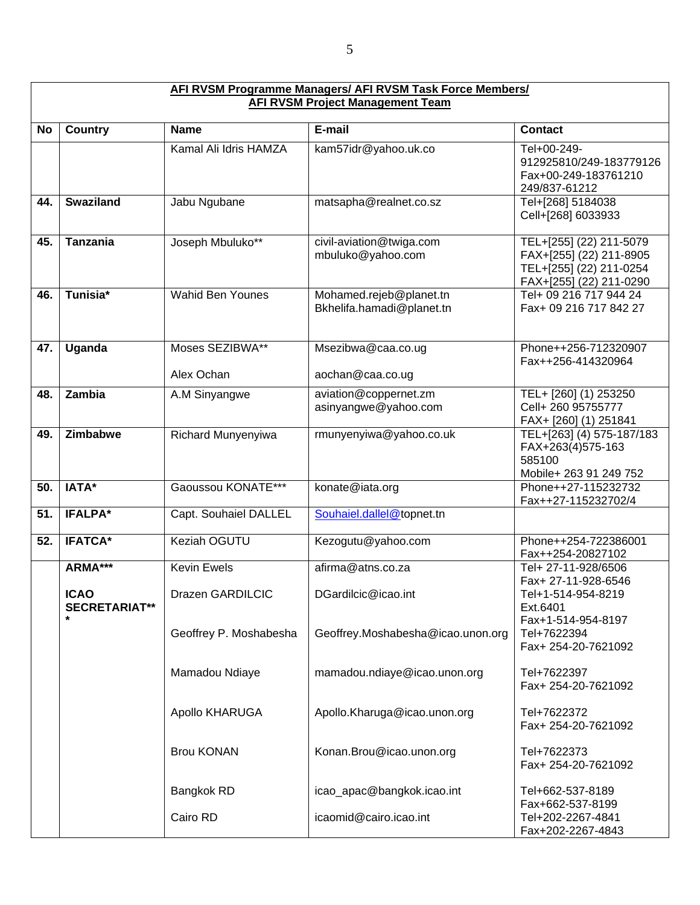| AFI RVSM Programme Managers/ AFI RVSM Task Force Members/ AFI RVSM Project Management Team | | | | |
|---|---|---|---|---|
| **No** | **Country** | **Name** | **E-mail** | **Contact** |
| | | Kamal Ali Idris HAMZA | kam57idr@yahoo.uk.co | Tel+00-249-912925810/249-183779126<br>Fax+00-249-183761210<br>249/837-61212 |
| **44.** | **Swaziland** | Jabu Ngubane | matsapha@realnet.co.sz | Tel+[268] 5184038<br>Cell+[268] 6033933 |
| **45.** | **Tanzania** | Joseph Mbuluko** | civil-aviation@twiga.com<br>mbuluko@yahoo.com | TEL+[255] (22) 211-5079<br>FAX+[255] (22) 211-8905<br>TEL+[255] (22) 211-0254<br>FAX+[255] (22) 211-0290 |
| **46.** | **Tunisia*** | Wahid Ben Younes | Mohamed.rejeb@planet.tn<br>Bkhelifa.hamadi@planet.tn | Tel+ 09 216 717 944 24<br>Fax+ 09 216 717 842 27 |
| **47.** | **Uganda** | Moses SEZIBWA**<br><br>Alex Ochan | Msezibwa@caa.co.ug<br><br>aochan@caa.co.ug | Phone++256-712320907<br>Fax++256-414320964 |
| **48.** | **Zambia** | A.M Sinyangwe | aviation@coppernet.zm<br>asinyangwe@yahoo.com | TEL+ [260] (1) 253250<br>Cell+ 260 95755777<br>FAX+ [260] (1) 251841 |
| **49.** | **Zimbabwe** | Richard Munyenyiwa | rmunyenyiwa@yahoo.co.uk | TEL+[263] (4) 575-187/183<br>FAX+263(4)575-163<br>585100<br>Mobile+ 263 91 249 752 |
| **50.** | **IATA*** | Gaoussou KONATE*** | konate@iata.org | Phone++27-115232732<br>Fax++27-115232702/4 |
| **51.** | **IFALPA*** | Capt. Souhaiel DALLEL | Souhaiel.dallel@topnet.tn | |
| **52.** | **IFATCA*** | Keziah OGUTU | Kezogutu@yahoo.com | Phone++254-722386001<br>Fax++254-20827102 |
| | **ARMA***<br><br>**ICAO SECRETARIAT**** | Kevin Ewels<br><br>Drazen GARDILCIC<br><br>Geoffrey P. Moshabesha<br><br>Mamadou Ndiaye<br><br>Apollo KHARUGA<br><br>Brou KONAN<br><br>Bangkok RD<br><br>Cairo RD | afirma@atns.co.za<br><br>DGardilcic@icao.int<br><br>Geoffrey.Moshabesha@icao.unon.org<br><br>mamadou.ndiaye@icao.unon.org<br><br>Apollo.Kharuga@icao.unon.org<br><br>Konan.Brou@icao.unon.org<br><br>icao_apac@bangkok.icao.int<br><br>icaomid@cairo.icao.int | Tel+ 27-11-928/6506<br>Fax+ 27-11-928-6546<br>Tel+1-514-954-8219<br>Ext.6401<br>Fax+1-514-954-8197<br>Tel+7622394<br>Fax+ 254-20-7621092<br><br>Tel+7622397<br>Fax+ 254-20-7621092<br><br>Tel+7622372<br>Fax+ 254-20-7621092<br><br>Tel+7622373<br>Fax+ 254-20-7621092<br><br>Tel+662-537-8189<br>Fax+662-537-8199<br>Tel+202-2267-4841<br>Fax+202-2267-4843 |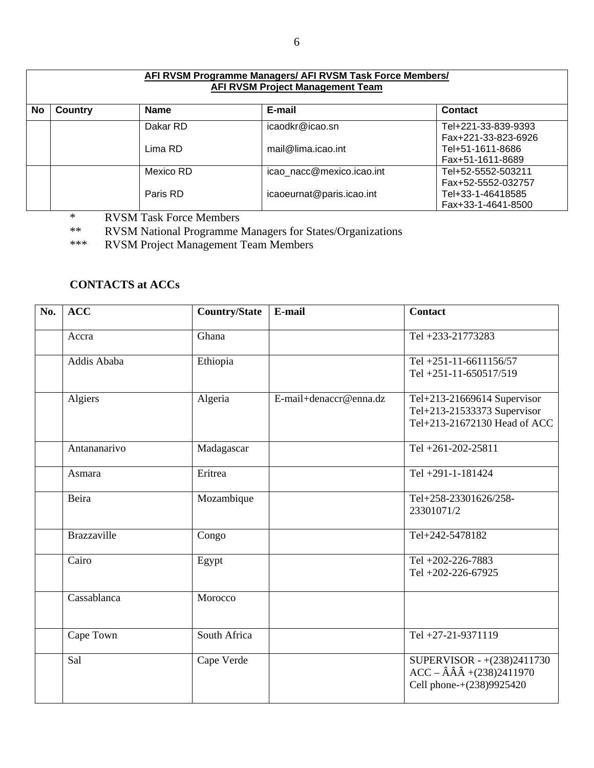| AFI RVSM Programme Managers/ AFI RVSM Task Force Members/ AFI RVSM Project Management Team | | | | |
|---|---|---|---|---|
| **No** | **Country** | **Name** | **E-mail** | **Contact** |
| | | Dakar RD<br><br>Lima RD | icaodkr@icao.sn<br><br>mail@lima.icao.int | Tel+221-33-839-9393<br>Fax+221-33-823-6926<br>Tel+51-1611-8686<br>Fax+51-1611-8689 |
| | | Mexico RD<br><br>Paris RD | icao_nacc@mexico.icao.int<br><br>icaoeurnat@paris.icao.int | Tel+52-5552-503211<br>Fax+52-5552-032757<br>Tel+33-1-46418585<br>Fax+33-1-4641-8500 |

\* RVSM Task Force Members
** RVSM National Programme Managers for States/Organizations
*** RVSM Project Management Team Members

**CONTACTS at ACCs**

| No. | ACC | Country/State | E-mail | Contact |
|---|---|---|---|---|
| | Accra | Ghana | | Tel +233-21773283 |
| | Addis Ababa | Ethiopia | | Tel +251-11-6611156/57<br>Tel +251-11-650517/519 |
| | Algiers | Algeria | E-mail+denaccr@enna.dz | Tel+213-21669614 Supervisor<br>Tel+213-21533373 Supervisor<br>Tel+213-21672130 Head of ACC |
| | Antananarivo | Madagascar | | Tel +261-202-25811 |
| | Asmara | Eritrea | | Tel +291-1-181424 |
| | Beira | Mozambique | | Tel+258-23301626/258-23301071/2 |
| | Brazzaville | Congo | | Tel+242-5478182 |
| | Cairo | Egypt | | Tel +202-226-7883<br>Tel +202-226-67925 |
| | Cassablanca | Morocco | | |
| | Cape Town | South Africa | | Tel +27-21-9371119 |
| | Sal | Cape Verde | | SUPERVISOR - +(238)2411730<br>ACC – ÂÂÂ +(238)2411970<br>Cell phone-+(238)9925420 |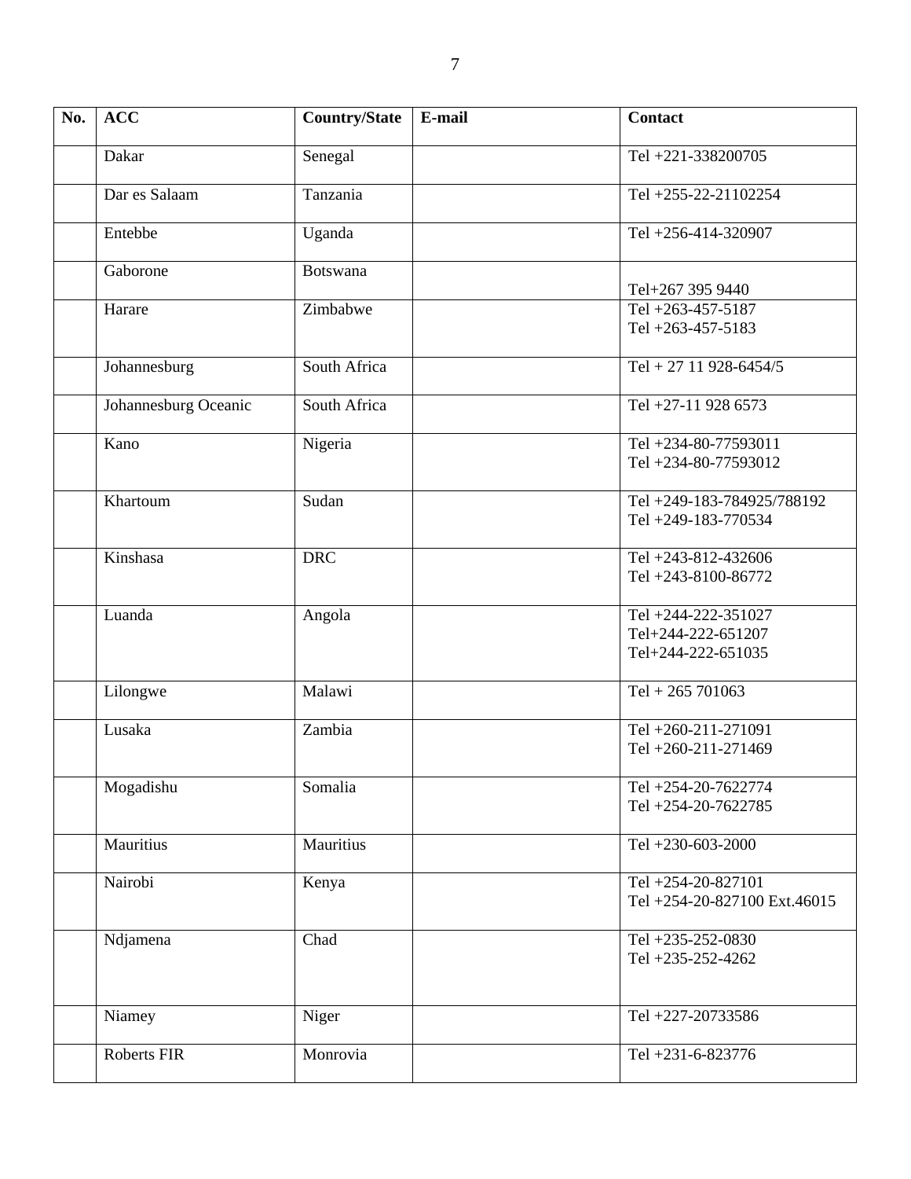| No. | ACC | Country/State | E-mail | Contact |
|---|---|---|---|---|
| | Dakar | Senegal | | Tel +221-338200705 |
| | Dar es Salaam | Tanzania | | Tel +255-22-21102254 |
| | Entebbe | Uganda | | Tel +256-414-320907 |
| | Gaborone | Botswana | | Tel+267 395 9440 |
| | Harare | Zimbabwe | | Tel +263-457-5187<br>Tel +263-457-5183 |
| | Johannesburg | South Africa | | Tel + 27 11 928-6454/5 |
| | Johannesburg Oceanic | South Africa | | Tel +27-11 928 6573 |
| | Kano | Nigeria | | Tel +234-80-77593011<br>Tel +234-80-77593012 |
| | Khartoum | Sudan | | Tel +249-183-784925/788192<br>Tel +249-183-770534 |
| | Kinshasa | DRC | | Tel +243-812-432606<br>Tel +243-8100-86772 |
| | Luanda | Angola | | Tel +244-222-351027<br>Tel+244-222-651207<br>Tel+244-222-651035 |
| | Lilongwe | Malawi | | Tel + 265 701063 |
| | Lusaka | Zambia | | Tel +260-211-271091<br>Tel +260-211-271469 |
| | Mogadishu | Somalia | | Tel +254-20-7622774<br>Tel +254-20-7622785 |
| | Mauritius | Mauritius | | Tel +230-603-2000 |
| | Nairobi | Kenya | | Tel +254-20-827101<br>Tel +254-20-827100 Ext.46015 |
| | Ndjamena | Chad | | Tel +235-252-0830<br>Tel +235-252-4262 |
| | Niamey | Niger | | Tel +227-20733586 |
| | Roberts FIR | Monrovia | | Tel +231-6-823776 |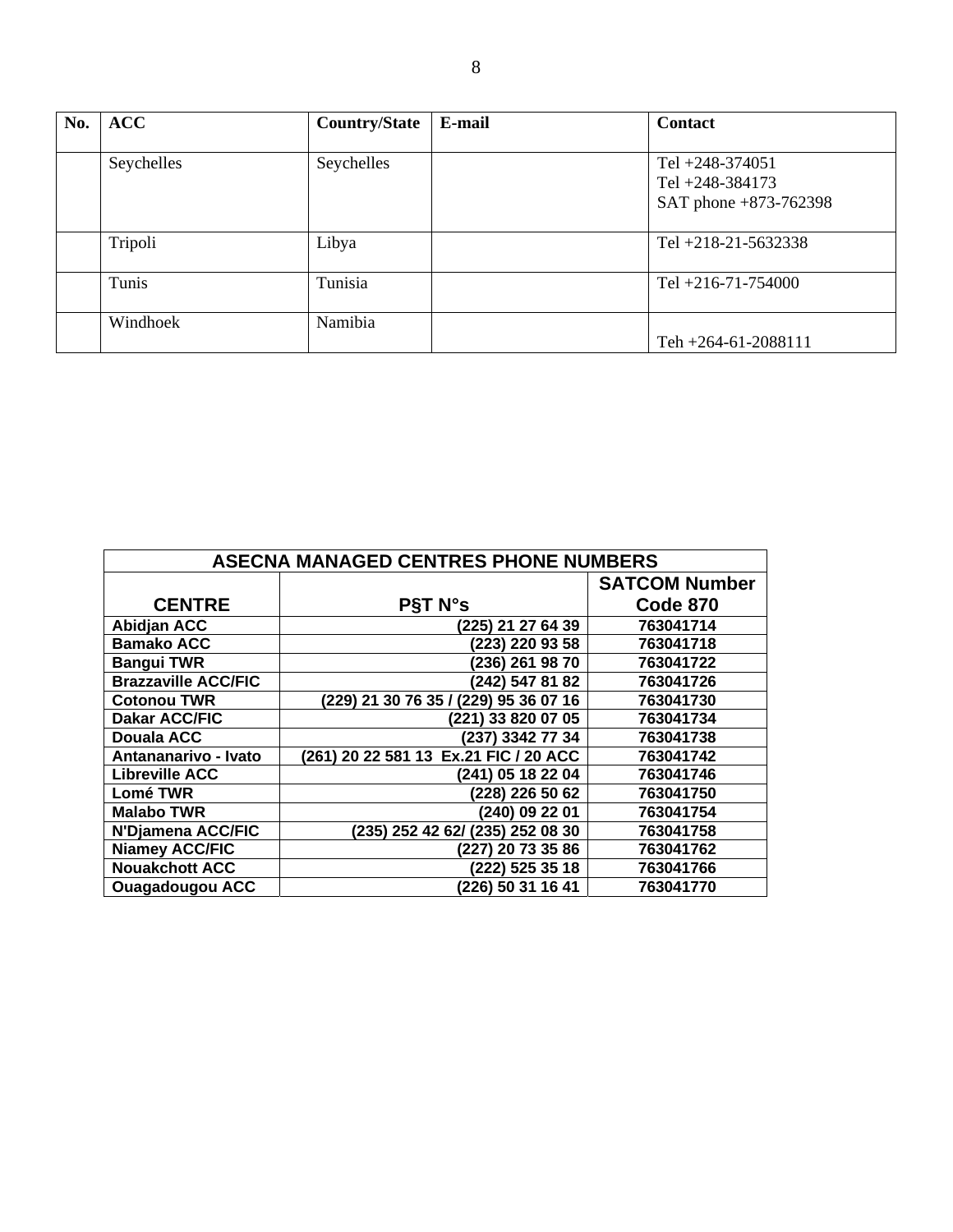| No. | ACC | Country/State | E-mail | Contact |
|---|---|---|---|---|
| | Seychelles | Seychelles | | Tel +248-374051<br>Tel +248-384173<br>SAT phone +873-762398 |
| | Tripoli | Libya | | Tel +218-21-5632338 |
| | Tunis | Tunisia | | Tel +216-71-754000 |
| | Windhoek | Namibia | | Teh +264-61-2088111 |

| ASECNA MANAGED CENTRES PHONE NUMBERS | | |
|---|---|---|
| **CENTRE** | **P§T N°s** | **SATCOM Number Code 870** |
| **Abidjan ACC** | **(225) 21 27 64 39** | **763041714** |
| **Bamako ACC** | **(223) 220 93 58** | **763041718** |
| **Bangui TWR** | **(236) 261 98 70** | **763041722** |
| **Brazzaville ACC/FIC** | **(242) 547 81 82** | **763041726** |
| **Cotonou TWR** | **(229) 21 30 76 35 / (229) 95 36 07 16** | **763041730** |
| **Dakar ACC/FIC** | **(221) 33 820 07 05** | **763041734** |
| **Douala ACC** | **(237) 3342 77 34** | **763041738** |
| **Antananarivo - Ivato** | **(261) 20 22 581 13 Ex.21 FIC / 20 ACC** | **763041742** |
| **Libreville ACC** | **(241) 05 18 22 04** | **763041746** |
| **Lomé TWR** | **(228) 226 50 62** | **763041750** |
| **Malabo TWR** | **(240) 09 22 01** | **763041754** |
| **N'Djamena ACC/FIC** | **(235) 252 42 62/ (235) 252 08 30** | **763041758** |
| **Niamey ACC/FIC** | **(227) 20 73 35 86** | **763041762** |
| **Nouakchott ACC** | **(222) 525 35 18** | **763041766** |
| **Ouagadougou ACC** | **(226) 50 31 16 41** | **763041770** |